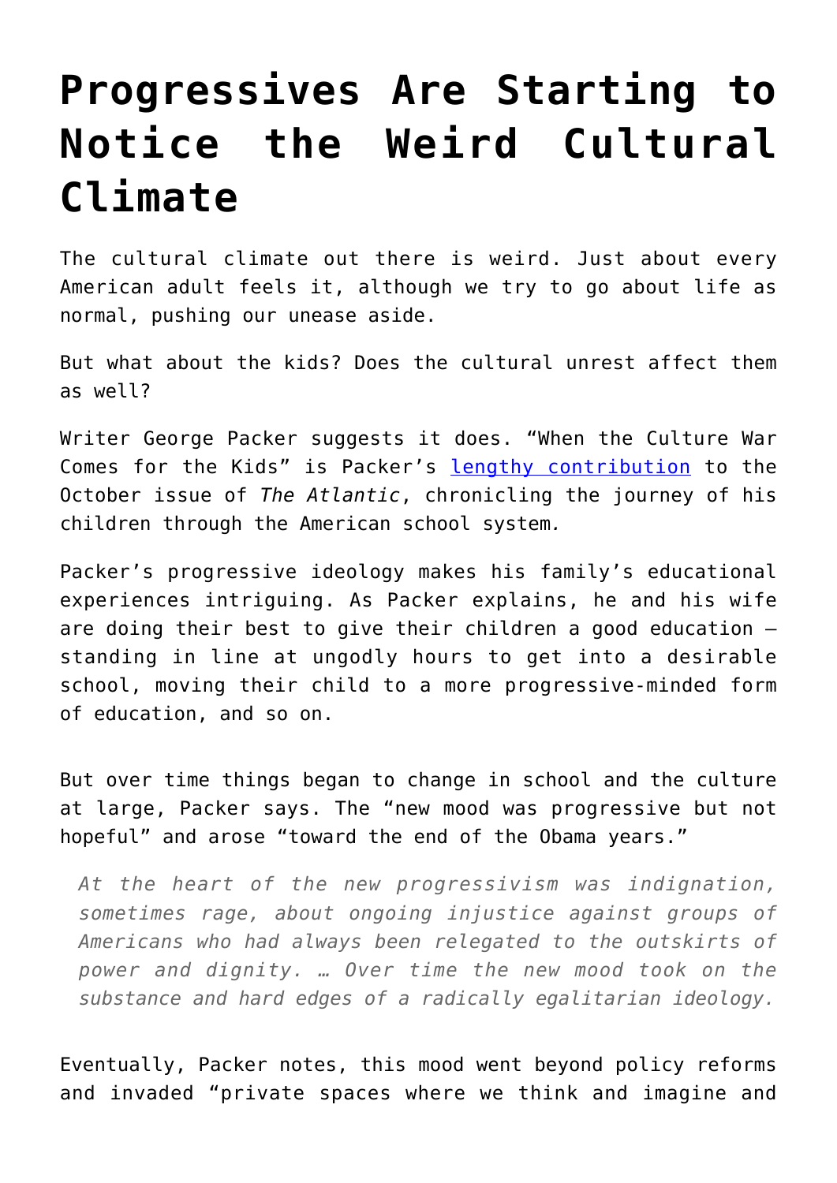# Progressives Are Starting to Notice the Weird Cultural Climate

The cultural climate out there is weird. Just about every American adult feels it, although we try to go about life as normal, pushing our unease aside.

But what about the kids? Does the cultural unrest affect them as well?

Writer George Packer suggests it does. "When the Culture War Comes for the Kids" is Packer's [lengthy contribution] to the October issue of *The Atlantic*, chronicling the journey of his children through the American school system.

Packer's progressive ideology makes his family's educational experiences intriguing. As Packer explains, he and his wife are doing their best to give their children a good education – standing in line at ungodly hours to get into a desirable school, moving their child to a more progressive-minded form of education, and so on.

But over time things began to change in school and the culture at large, Packer says. The "new mood was progressive but not hopeful" and arose "toward the end of the Obama years."

> *At the heart of the new progressivism was indignation, sometimes rage, about ongoing injustice against groups of Americans who had always been relegated to the outskirts of power and dignity. … Over time the new mood took on the substance and hard edges of a radically egalitarian ideology.*

Eventually, Packer notes, this mood went beyond policy reforms and invaded "private spaces where we think and imagine and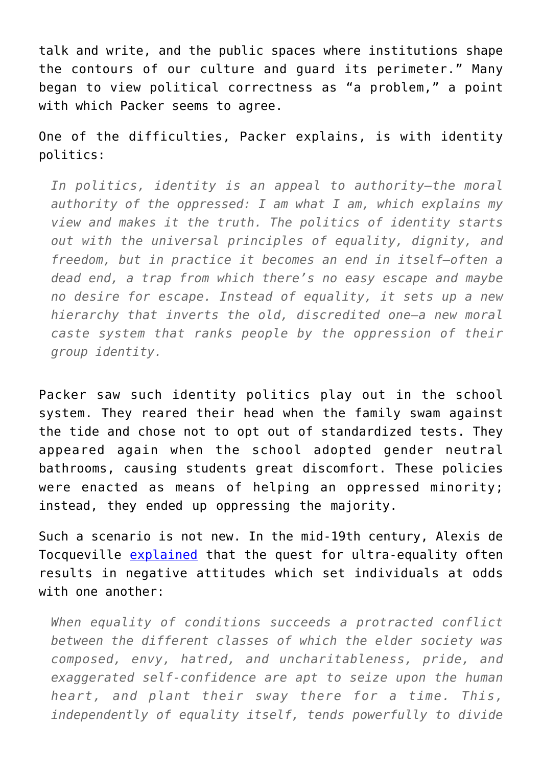talk and write, and the public spaces where institutions shape the contours of our culture and guard its perimeter." Many began to view political correctness as "a problem," a point with which Packer seems to agree.

One of the difficulties, Packer explains, is with identity politics:

> *In politics, identity is an appeal to authority—the moral authority of the oppressed: I am what I am, which explains my view and makes it the truth. The politics of identity starts out with the universal principles of equality, dignity, and freedom, but in practice it becomes an end in itself—often a dead end, a trap from which there's no easy escape and maybe no desire for escape. Instead of equality, it sets up a new hierarchy that inverts the old, discredited one—a new moral caste system that ranks people by the oppression of their group identity.*

Packer saw such identity politics play out in the school system. They reared their head when the family swam against the tide and chose not to opt out of standardized tests. They appeared again when the school adopted gender neutral bathrooms, causing students great discomfort. These policies were enacted as means of helping an oppressed minority; instead, they ended up oppressing the majority.

Such a scenario is not new. In the mid-19th century, Alexis de Tocqueville [explained](#) that the quest for ultra-equality often results in negative attitudes which set individuals at odds with one another:

> *When equality of conditions succeeds a protracted conflict between the different classes of which the elder society was composed, envy, hatred, and uncharitableness, pride, and exaggerated self-confidence are apt to seize upon the human heart, and plant their sway there for a time. This, independently of equality itself, tends powerfully to divide*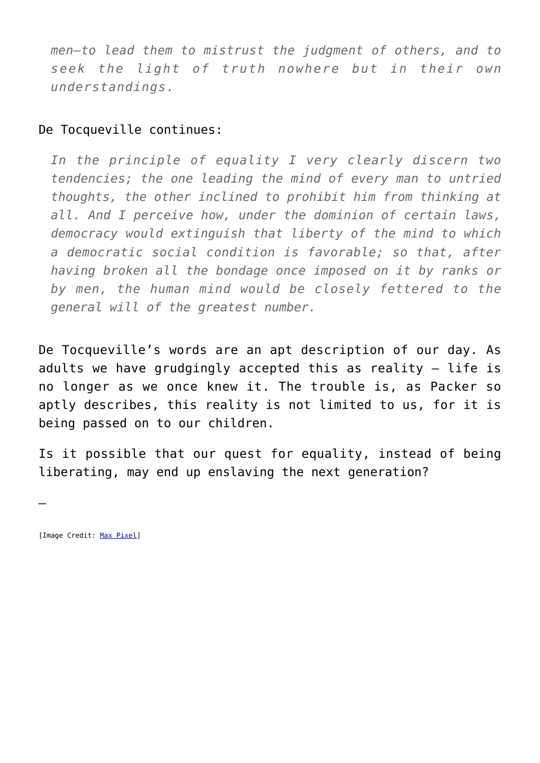> *men—to lead them to mistrust the judgment of others, and to seek the light of truth nowhere but in their own understandings.*

De Tocqueville continues:

> *In the principle of equality I very clearly discern two tendencies; the one leading the mind of every man to untried thoughts, the other inclined to prohibit him from thinking at all. And I perceive how, under the dominion of certain laws, democracy would extinguish that liberty of the mind to which a democratic social condition is favorable; so that, after having broken all the bondage once imposed on it by ranks or by men, the human mind would be closely fettered to the general will of the greatest number.*

De Tocqueville's words are an apt description of our day. As adults we have grudgingly accepted this as reality – life is no longer as we once knew it. The trouble is, as Packer so aptly describes, this reality is not limited to us, for it is being passed on to our children.

Is it possible that our quest for equality, instead of being liberating, may end up enslaving the next generation?

—

[Image Credit: Max Pixel]